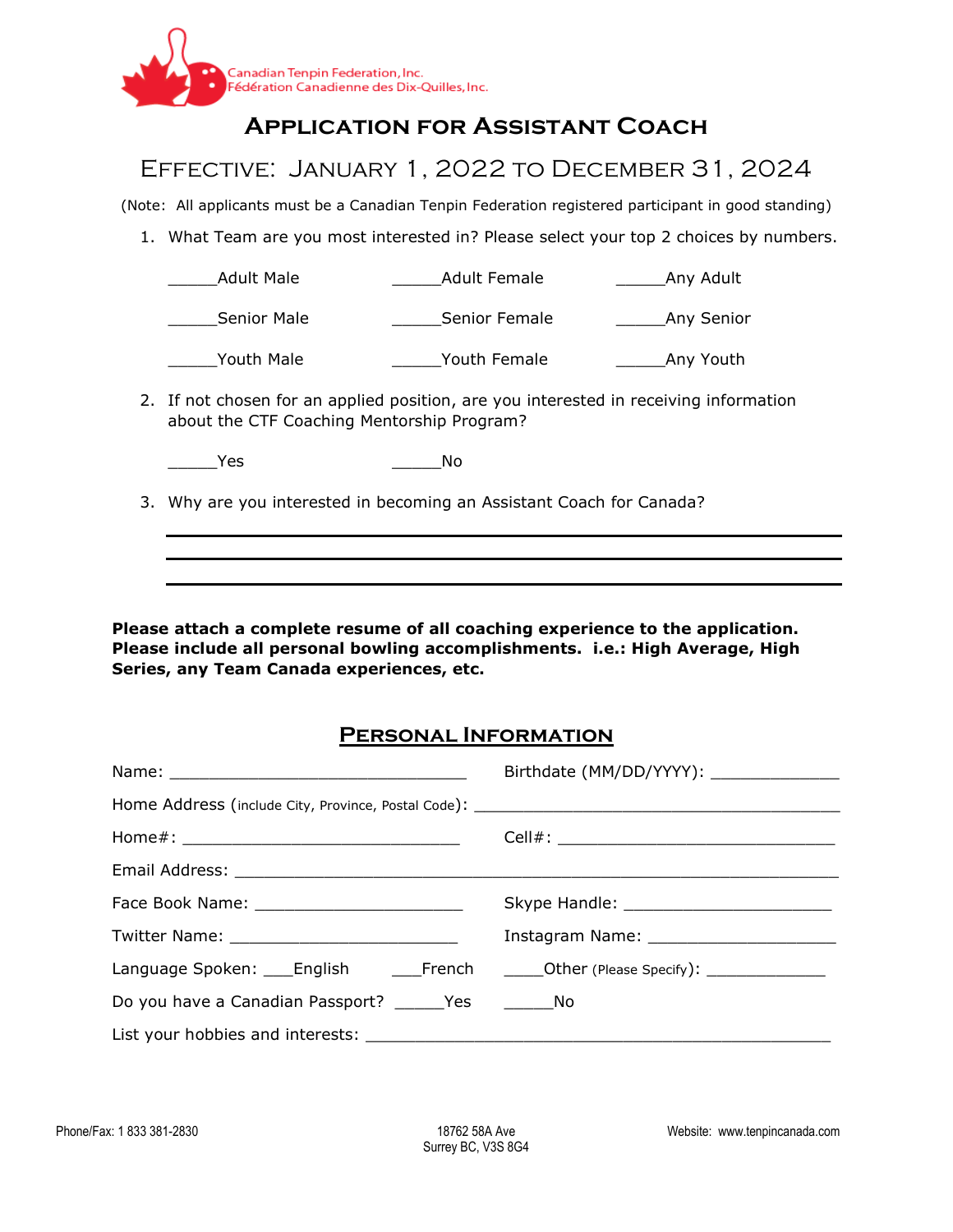Canadian Tenpin Federation, Inc.
Fédération Canadienne des Dix-Quilles, Inc.

# Application for Assistant Coach

## Effective: January 1, 2022 to December 31, 2024

(Note: All applicants must be a Canadian Tenpin Federation registered participant in good standing)

1. What Team are you most interested in? Please select your top 2 choices by numbers.

_____Adult Male _____Adult Female _____Any Adult

_____Senior Male _____Senior Female _____Any Senior

_____Youth Male _____Youth Female _____Any Youth

2. If not chosen for an applied position, are you interested in receiving information about the CTF Coaching Mentorship Program?

_____Yes _____No

3. Why are you interested in becoming an Assistant Coach for Canada?

______________________________________________________________

______________________________________________________________

______________________________________________________________

**Please attach a complete resume of all coaching experience to the application. Please include all personal bowling accomplishments. i.e.: High Average, High Series, any Team Canada experiences, etc.**

## Personal Information

Name: ______________________________ Birthdate (MM/DD/YYYY): ____________

Home Address (include City, Province, Postal Code): ______________________________

Home#: ____________________________ Cell#: ____________________________

Email Address: ______________________________________________________

Face Book Name: _____________________ Skype Handle: _____________________

Twitter Name: _______________________ Instagram Name: ___________________

Language Spoken: ___English ___French ____Other (Please Specify): ____________

Do you have a Canadian Passport? _____Yes _____No

List your hobbies and interests: ______________________________________________

Phone/Fax: 1 833 381-2830

18762 58A Ave
Surrey BC, V3S 8G4

Website: www.tenpincanada.com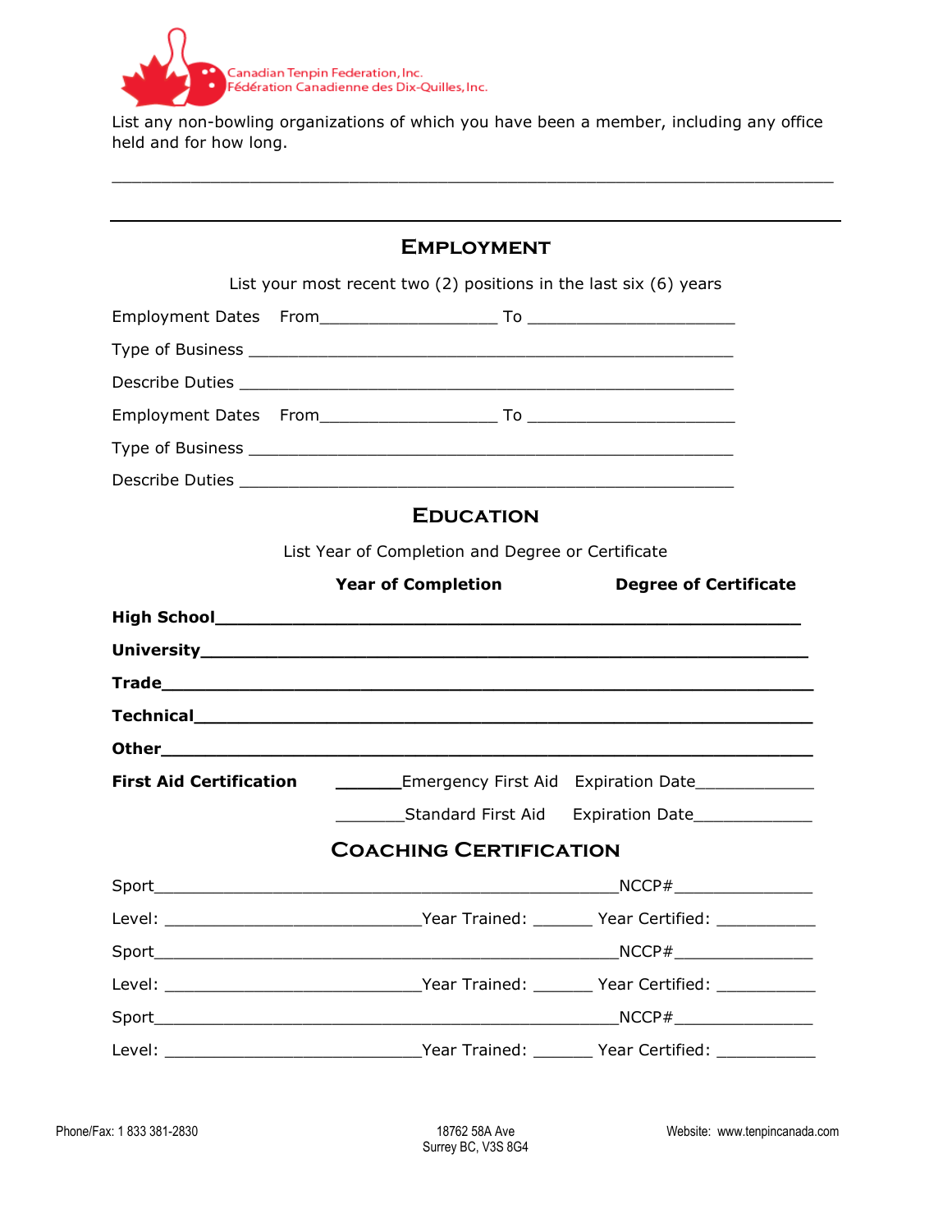Canadian Tenpin Federation, Inc.
Fédération Canadienne des Dix-Quilles, Inc.

List any non-bowling organizations of which you have been a member, including any office held and for how long.

______________________________________________________________________

## Employment

List your most recent two (2) positions in the last six (6) years

Employment Dates From__________________ To ______________________

Type of Business ____________________________________________________

Describe Duties ____________________________________________________

Employment Dates From__________________ To ______________________

Type of Business ____________________________________________________

Describe Duties ____________________________________________________

## Education

List Year of Completion and Degree or Certificate

**Year of Completion** **Degree of Certificate**

**High School**________________________________________________________

**University**________________________________________________________

**Trade**____________________________________________________________

**Technical**_________________________________________________________

**Other**____________________________________________________________

**First Aid Certification** _______Emergency First Aid Expiration Date____________

_______Standard First Aid Expiration Date____________

## Coaching Certification

Sport__________________________________________________NCCP#______________

Level: ___________________________Year Trained: ______ Year Certified: __________

Sport__________________________________________________NCCP#______________

Level: ___________________________Year Trained: ______ Year Certified: __________

Sport__________________________________________________NCCP#______________

Level: ___________________________Year Trained: ______ Year Certified: __________

Phone/Fax: 1 833 381-2830 18762 58A Ave Surrey BC, V3S 8G4 Website: www.tenpincanada.com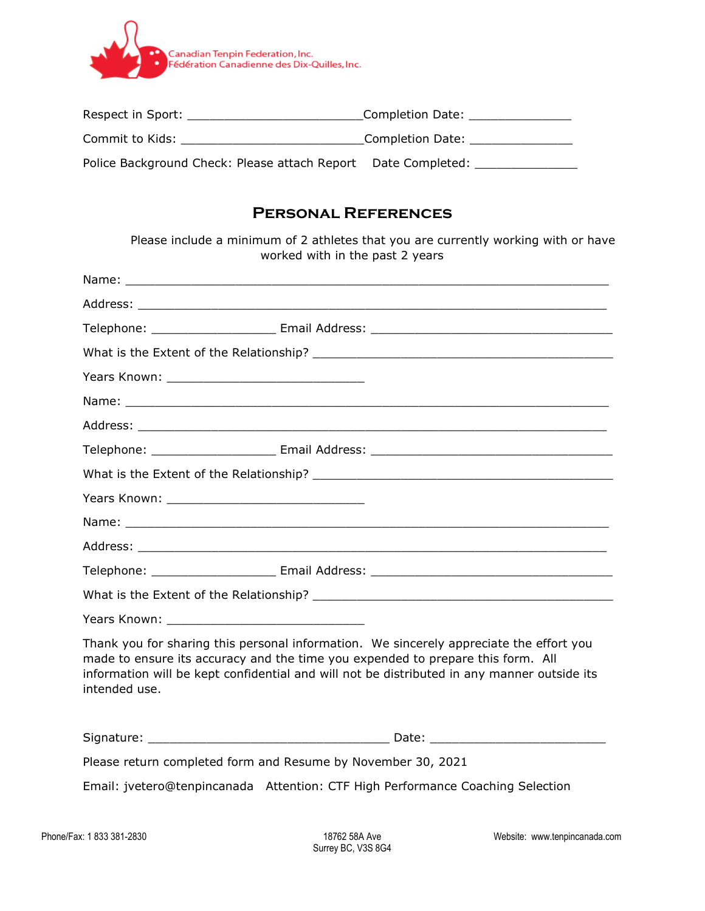Canadian Tenpin Federation, Inc.
Fédération Canadienne des Dix-Quilles, Inc.

Respect in Sport: ________________________Completion Date: ______________

Commit to Kids: _________________________Completion Date: ______________

Police Background Check: Please attach Report    Date Completed: ______________

## Personal References

Please include a minimum of 2 athletes that you are currently working with or have worked with in the past 2 years

Name: ____________________________________________________________

Address: __________________________________________________________

Telephone: _________________ Email Address: _________________________________

What is the Extent of the Relationship? __________________________________________

Years Known: ___________________________

Name: ____________________________________________________________

Address: __________________________________________________________

Telephone: _________________ Email Address: _________________________________

What is the Extent of the Relationship? __________________________________________

Years Known: ___________________________

Name: ____________________________________________________________

Address: __________________________________________________________

Telephone: _________________ Email Address: _________________________________

What is the Extent of the Relationship? __________________________________________

Years Known: ___________________________

Thank you for sharing this personal information. We sincerely appreciate the effort you made to ensure its accuracy and the time you expended to prepare this form. All information will be kept confidential and will not be distributed in any manner outside its intended use.

Signature: _________________________________ Date: ________________________

Please return completed form and Resume by November 30, 2021

Email: jvetero@tenpincanada   Attention: CTF High Performance Coaching Selection

Phone/Fax: 1 833 381-2830    18762 58A Ave Surrey BC, V3S 8G4    Website: www.tenpincanada.com